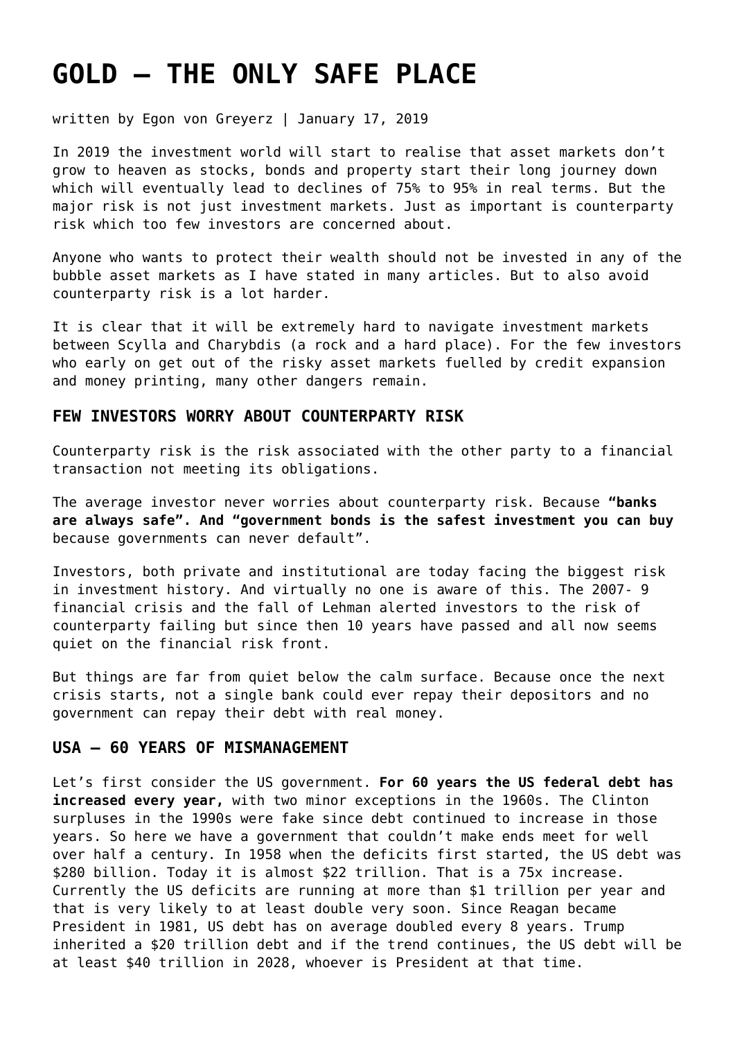# GOLD – THE ONLY SAFE PLACE

written by Egon von Greyerz | January 17, 2019

In 2019 the investment world will start to realise that asset markets don't grow to heaven as stocks, bonds and property start their long journey down which will eventually lead to declines of 75% to 95% in real terms. But the major risk is not just investment markets. Just as important is counterparty risk which too few investors are concerned about.

Anyone who wants to protect their wealth should not be invested in any of the bubble asset markets as I have stated in many articles. But to also avoid counterparty risk is a lot harder.

It is clear that it will be extremely hard to navigate investment markets between Scylla and Charybdis (a rock and a hard place). For the few investors who early on get out of the risky asset markets fuelled by credit expansion and money printing, many other dangers remain.

### FEW INVESTORS WORRY ABOUT COUNTERPARTY RISK

Counterparty risk is the risk associated with the other party to a financial transaction not meeting its obligations.

The average investor never worries about counterparty risk. Because **"banks are always safe". And "government bonds is the safest investment you can buy** because governments can never default".

Investors, both private and institutional are today facing the biggest risk in investment history. And virtually no one is aware of this. The 2007- 9 financial crisis and the fall of Lehman alerted investors to the risk of counterparty failing but since then 10 years have passed and all now seems quiet on the financial risk front.

But things are far from quiet below the calm surface. Because once the next crisis starts, not a single bank could ever repay their depositors and no government can repay their debt with real money.

### USA – 60 YEARS OF MISMANAGEMENT

Let's first consider the US government. **For 60 years the US federal debt has increased every year,** with two minor exceptions in the 1960s. The Clinton surpluses in the 1990s were fake since debt continued to increase in those years. So here we have a government that couldn't make ends meet for well over half a century. In 1958 when the deficits first started, the US debt was $280 billion. Today it is almost $22 trillion. That is a 75x increase. Currently the US deficits are running at more than $1 trillion per year and that is very likely to at least double very soon. Since Reagan became President in 1981, US debt has on average doubled every 8 years. Trump inherited a $20 trillion debt and if the trend continues, the US debt will be at least $40 trillion in 2028, whoever is President at that time.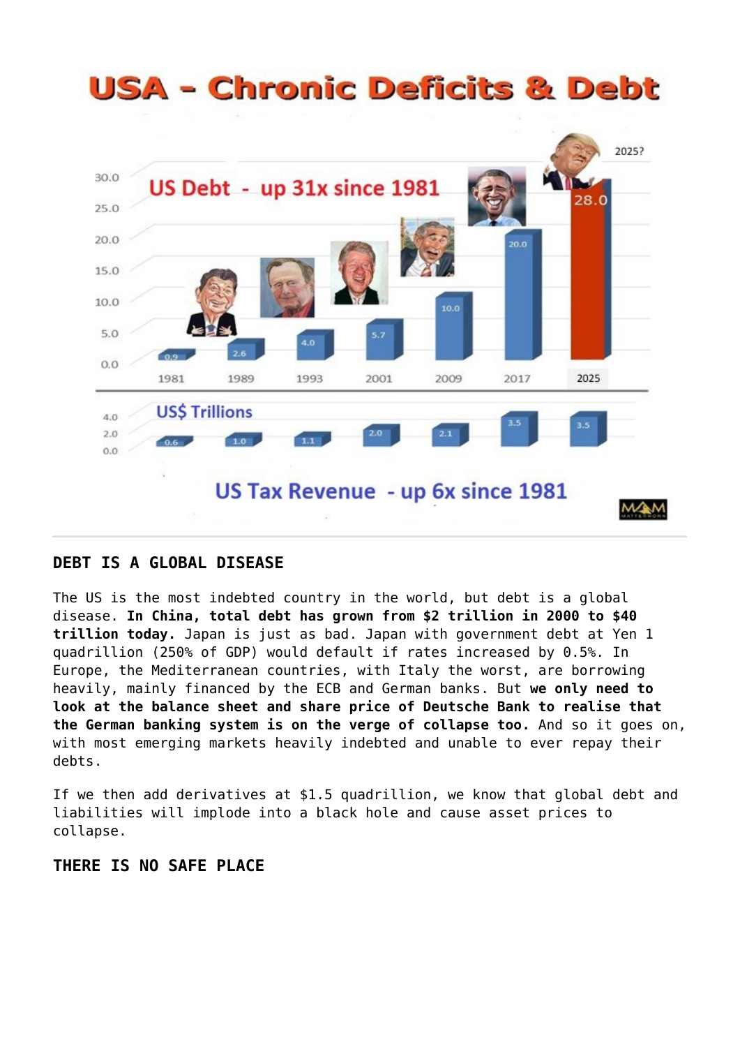## USA - Chronic Deficits & Debt

US Debt - up 31x since 1981

| Year | 1981 | 1989 | 1993 | 2001 | 2009 | 2017 | 2025 |
|---|---|---|---|---|---|---|---|
| US Debt (US$ Trillions) | 0.9 | 2.6 | 4.0 | 5.7 | 10.0 | 20.0 | 28.0 (2025?) |
| US Tax Revenue (US$ Trillions) | 0.6 | 1.0 | 1.1 | 2.0 | 2.1 | 3.5 | 3.5 |

US Tax Revenue - up 6x since 1981

## DEBT IS A GLOBAL DISEASE

The US is the most indebted country in the world, but debt is a global disease. **In China, total debt has grown from $2 trillion in 2000 to $40 trillion today.** Japan is just as bad. Japan with government debt at Yen 1 quadrillion (250% of GDP) would default if rates increased by 0.5%. In Europe, the Mediterranean countries, with Italy the worst, are borrowing heavily, mainly financed by the ECB and German banks. But **we only need to look at the balance sheet and share price of Deutsche Bank to realise that the German banking system is on the verge of collapse too.** And so it goes on, with most emerging markets heavily indebted and unable to ever repay their debts.

If we then add derivatives at $1.5 quadrillion, we know that global debt and liabilities will implode into a black hole and cause asset prices to collapse.

## THERE IS NO SAFE PLACE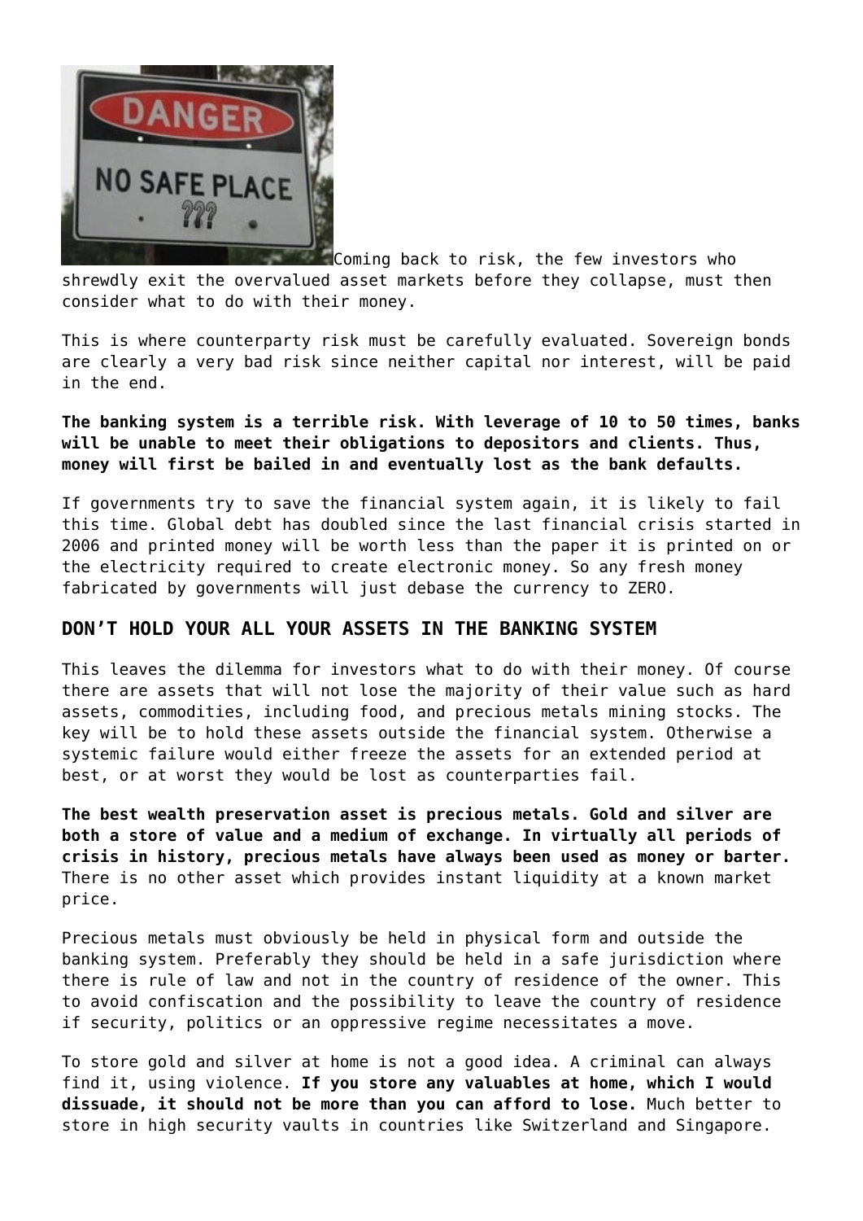Coming back to risk, the few investors who shrewdly exit the overvalued asset markets before they collapse, must then consider what to do with their money.

This is where counterparty risk must be carefully evaluated. Sovereign bonds are clearly a very bad risk since neither capital nor interest, will be paid in the end.

**The banking system is a terrible risk. With leverage of 10 to 50 times, banks will be unable to meet their obligations to depositors and clients. Thus, money will first be bailed in and eventually lost as the bank defaults.**

If governments try to save the financial system again, it is likely to fail this time. Global debt has doubled since the last financial crisis started in 2006 and printed money will be worth less than the paper it is printed on or the electricity required to create electronic money. So any fresh money fabricated by governments will just debase the currency to ZERO.

## DON'T HOLD YOUR ALL YOUR ASSETS IN THE BANKING SYSTEM

This leaves the dilemma for investors what to do with their money. Of course there are assets that will not lose the majority of their value such as hard assets, commodities, including food, and precious metals mining stocks. The key will be to hold these assets outside the financial system. Otherwise a systemic failure would either freeze the assets for an extended period at best, or at worst they would be lost as counterparties fail.

**The best wealth preservation asset is precious metals. Gold and silver are both a store of value and a medium of exchange. In virtually all periods of crisis in history, precious metals have always been used as money or barter.** There is no other asset which provides instant liquidity at a known market price.

Precious metals must obviously be held in physical form and outside the banking system. Preferably they should be held in a safe jurisdiction where there is rule of law and not in the country of residence of the owner. This to avoid confiscation and the possibility to leave the country of residence if security, politics or an oppressive regime necessitates a move.

To store gold and silver at home is not a good idea. A criminal can always find it, using violence. **If you store any valuables at home, which I would dissuade, it should not be more than you can afford to lose.** Much better to store in high security vaults in countries like Switzerland and Singapore.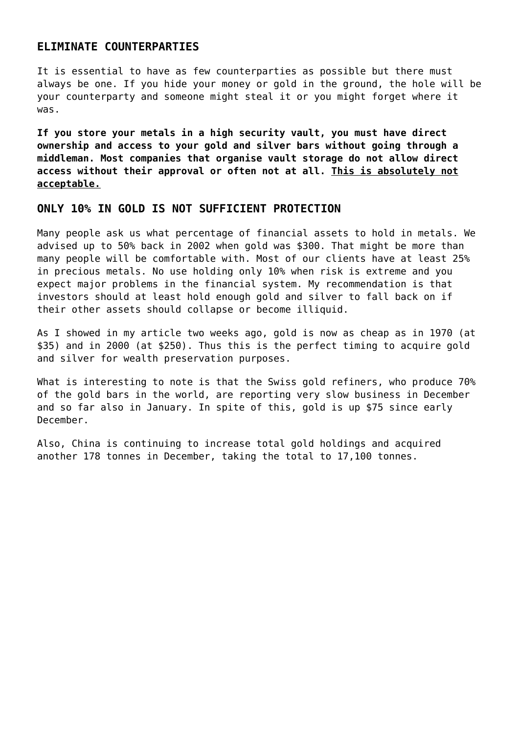## ELIMINATE COUNTERPARTIES

It is essential to have as few counterparties as possible but there must always be one. If you hide your money or gold in the ground, the hole will be your counterparty and someone might steal it or you might forget where it was.

**If you store your metals in a high security vault, you must have direct ownership and access to your gold and silver bars without going through a middleman. Most companies that organise vault storage do not allow direct access without their approval or often not at all. <u>This is absolutely not acceptable.</u>**

## ONLY 10% IN GOLD IS NOT SUFFICIENT PROTECTION

Many people ask us what percentage of financial assets to hold in metals. We advised up to 50% back in 2002 when gold was $300. That might be more than many people will be comfortable with. Most of our clients have at least 25% in precious metals. No use holding only 10% when risk is extreme and you expect major problems in the financial system. My recommendation is that investors should at least hold enough gold and silver to fall back on if their other assets should collapse or become illiquid.

As I showed in my article two weeks ago, gold is now as cheap as in 1970 (at $35) and in 2000 (at $250). Thus this is the perfect timing to acquire gold and silver for wealth preservation purposes.

What is interesting to note is that the Swiss gold refiners, who produce 70% of the gold bars in the world, are reporting very slow business in December and so far also in January. In spite of this, gold is up $75 since early December.

Also, China is continuing to increase total gold holdings and acquired another 178 tonnes in December, taking the total to 17,100 tonnes.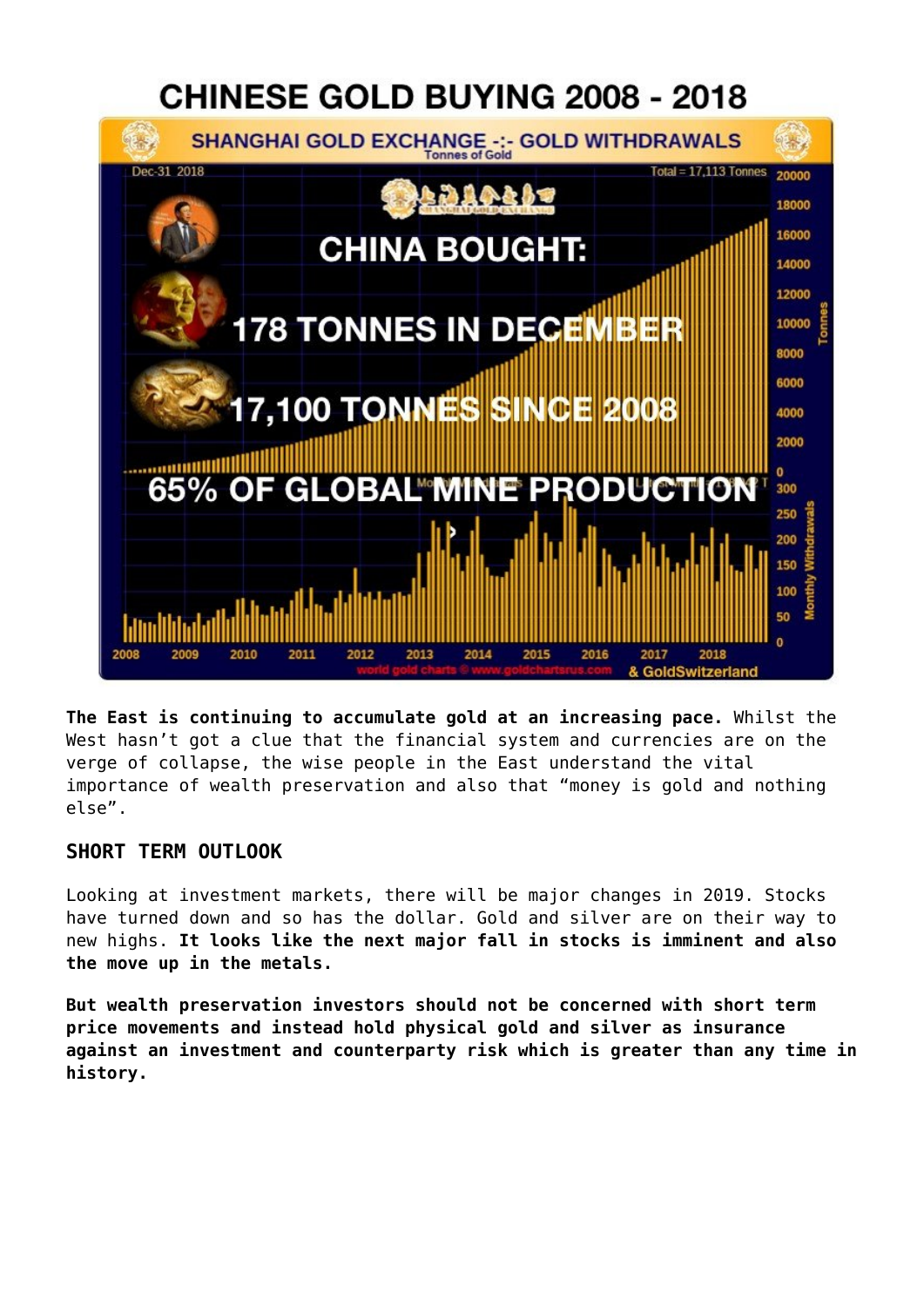# CHINESE GOLD BUYING 2008 - 2018

SHANGHAI GOLD EXCHANGE -:- GOLD WITHDRAWALS

Tonnes of Gold

Dec-31 2018

Total = 17,113 Tonnes

CHINA BOUGHT:

178 TONNES IN DECEMBER

17,100 TONNES SINCE 2008

65% OF GLOBAL MINE PRODUCTION

Tonnes: 20000, 18000, 16000, 14000, 12000, 10000, 8000, 6000, 4000, 2000, 0

Monthly Withdrawals: 300, 250, 200, 150, 100, 50, 0

2008, 2009, 2010, 2011, 2012, 2013, 2014, 2015, 2016, 2017, 2018

world gold charts © www.goldchartsrus.com & GoldSwitzerland

**The East is continuing to accumulate gold at an increasing pace.** Whilst the West hasn't got a clue that the financial system and currencies are on the verge of collapse, the wise people in the East understand the vital importance of wealth preservation and also that "money is gold and nothing else".

## SHORT TERM OUTLOOK

Looking at investment markets, there will be major changes in 2019. Stocks have turned down and so has the dollar. Gold and silver are on their way to new highs. **It looks like the next major fall in stocks is imminent and also the move up in the metals.**

**But wealth preservation investors should not be concerned with short term price movements and instead hold physical gold and silver as insurance against an investment and counterparty risk which is greater than any time in history.**